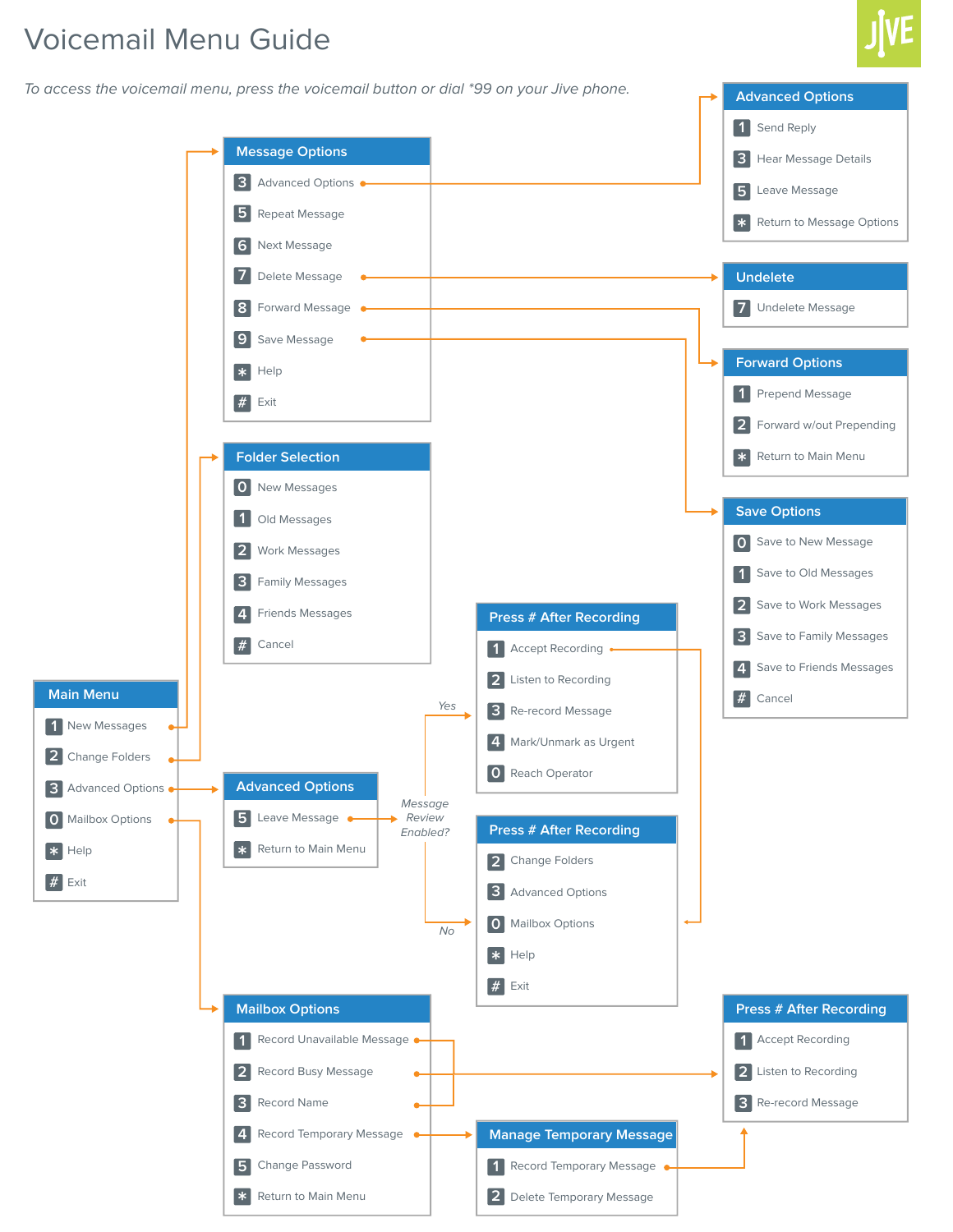# Voicemail Menu Guide

*To access the voicemail menu, press the voicemail button or dial *99 on your Jive phone.*

## Main Menu

- 1 New Messages
- 2 Change Folders
- 3 Advanced Options
- 0 Mailbox Options
- * Help
- # Exit

## Message Options

- 3 Advanced Options
- 5 Repeat Message
- 6 Next Message
- 7 Delete Message
- 8 Forward Message
- 9 Save Message
- * Help
- # Exit

## Advanced Options

- 1 Send Reply
- 3 Hear Message Details
- 5 Leave Message
- * Return to Message Options

## Undelete

- 7 Undelete Message

## Forward Options

- 1 Prepend Message
- 2 Forward w/out Prepending
- * Return to Main Menu

## Save Options

- 0 Save to New Message
- 1 Save to Old Messages
- 2 Save to Work Messages
- 3 Save to Family Messages
- 4 Save to Friends Messages
- # Cancel

## Folder Selection

- 0 New Messages
- 1 Old Messages
- 2 Work Messages
- 3 Family Messages
- 4 Friends Messages
- # Cancel

## Advanced Options

- 5 Leave Message
- * Return to Main Menu

*Message Review Enabled?*

*Yes*

## Press # After Recording

- 1 Accept Recording
- 2 Listen to Recording
- 3 Re-record Message
- 4 Mark/Unmark as Urgent
- 0 Reach Operator

*No*

## Press # After Recording

- 2 Change Folders
- 3 Advanced Options
- 0 Mailbox Options
- * Help
- # Exit

## Mailbox Options

- 1 Record Unavailable Message
- 2 Record Busy Message
- 3 Record Name
- 4 Record Temporary Message
- 5 Change Password
- * Return to Main Menu

## Manage Temporary Message

- 1 Record Temporary Message
- 2 Delete Temporary Message

## Press # After Recording

- 1 Accept Recording
- 2 Listen to Recording
- 3 Re-record Message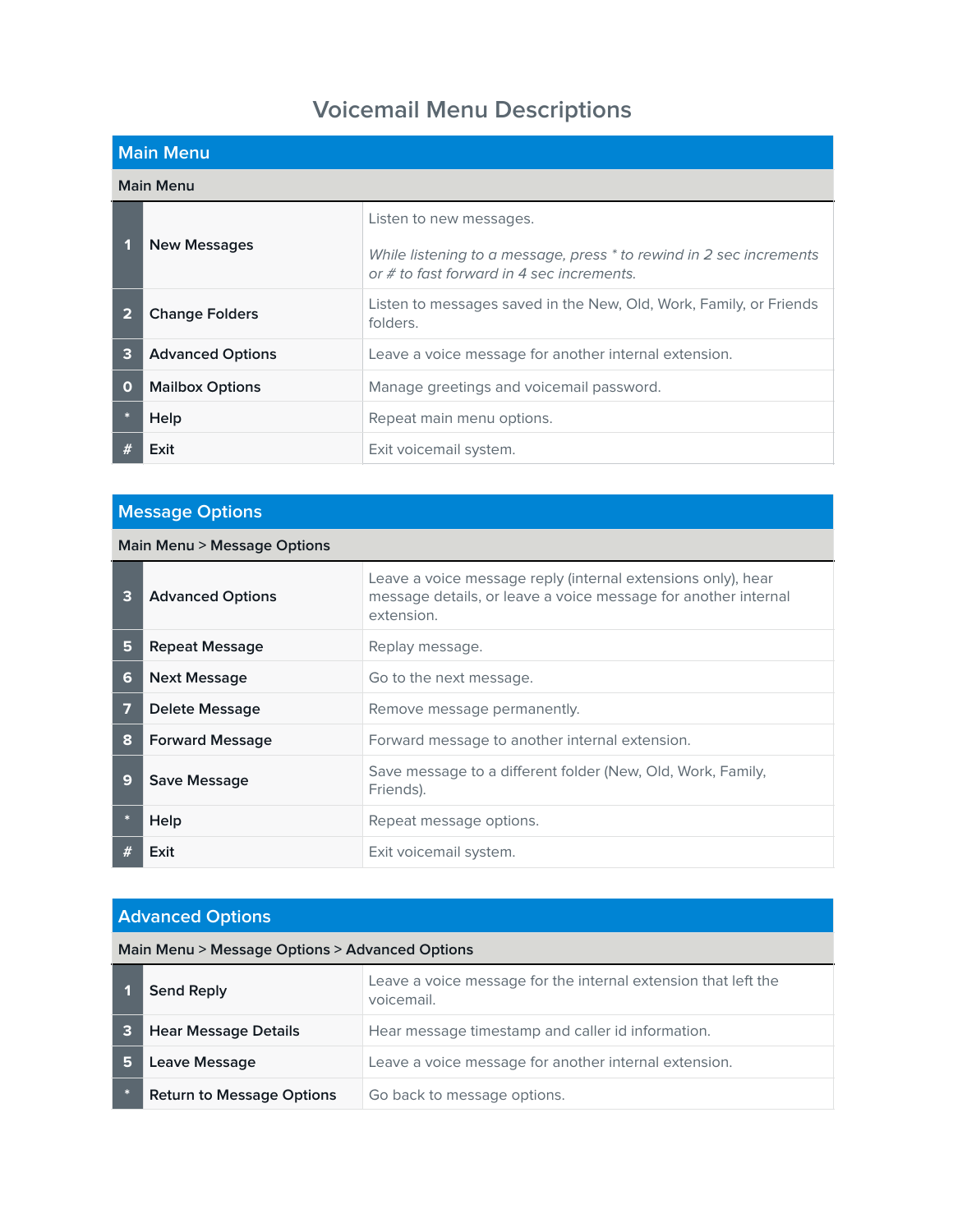# Voicemail Menu Descriptions

## Main Menu

**Main Menu**

| Key | Option | Description |
|---|---|---|
| 1 | **New Messages** | Listen to new messages.<br><br>*While listening to a message, press * to rewind in 2 sec increments or # to fast forward in 4 sec increments.* |
| 2 | **Change Folders** | Listen to messages saved in the New, Old, Work, Family, or Friends folders. |
| 3 | **Advanced Options** | Leave a voice message for another internal extension. |
| 0 | **Mailbox Options** | Manage greetings and voicemail password. |
| * | **Help** | Repeat main menu options. |
| # | **Exit** | Exit voicemail system. |

## Message Options

**Main Menu > Message Options**

| Key | Option | Description |
|---|---|---|
| 3 | **Advanced Options** | Leave a voice message reply (internal extensions only), hear message details, or leave a voice message for another internal extension. |
| 5 | **Repeat Message** | Replay message. |
| 6 | **Next Message** | Go to the next message. |
| 7 | **Delete Message** | Remove message permanently. |
| 8 | **Forward Message** | Forward message to another internal extension. |
| 9 | **Save Message** | Save message to a different folder (New, Old, Work, Family, Friends). |
| * | **Help** | Repeat message options. |
| # | **Exit** | Exit voicemail system. |

## Advanced Options

**Main Menu > Message Options > Advanced Options**

| Key | Option | Description |
|---|---|---|
| 1 | **Send Reply** | Leave a voice message for the internal extension that left the voicemail. |
| 3 | **Hear Message Details** | Hear message timestamp and caller id information. |
| 5 | **Leave Message** | Leave a voice message for another internal extension. |
| * | **Return to Message Options** | Go back to message options. |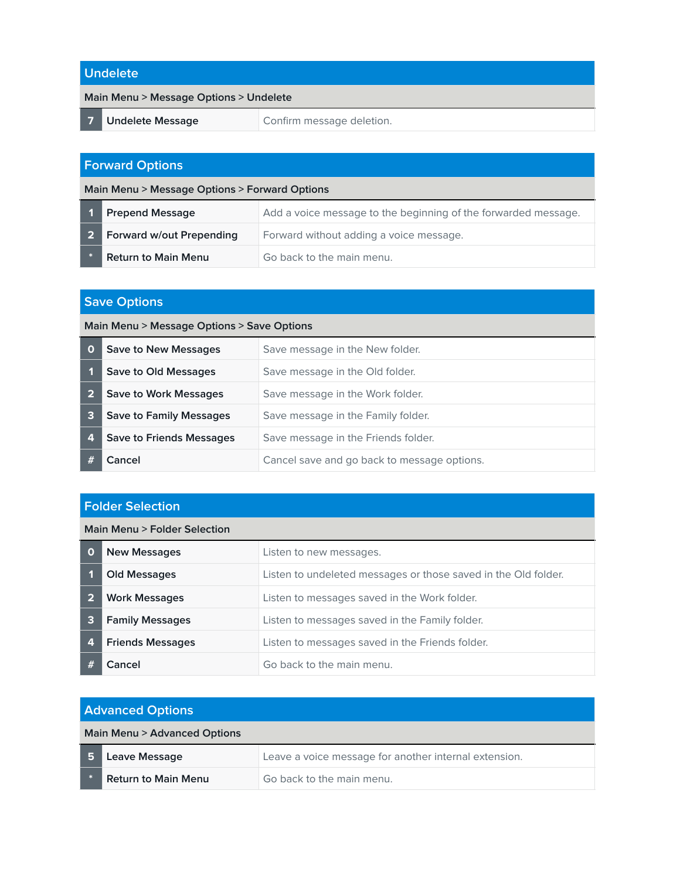## Undelete

**Main Menu > Message Options > Undelete**

| Key | Option | Description |
|---|---|---|
| 7 | Undelete Message | Confirm message deletion. |

## Forward Options

**Main Menu > Message Options > Forward Options**

| Key | Option | Description |
|---|---|---|
| 1 | Prepend Message | Add a voice message to the beginning of the forwarded message. |
| 2 | Forward w/out Prepending | Forward without adding a voice message. |
| * | Return to Main Menu | Go back to the main menu. |

## Save Options

**Main Menu > Message Options > Save Options**

| Key | Option | Description |
|---|---|---|
| 0 | Save to New Messages | Save message in the New folder. |
| 1 | Save to Old Messages | Save message in the Old folder. |
| 2 | Save to Work Messages | Save message in the Work folder. |
| 3 | Save to Family Messages | Save message in the Family folder. |
| 4 | Save to Friends Messages | Save message in the Friends folder. |
| # | Cancel | Cancel save and go back to message options. |

## Folder Selection

**Main Menu > Folder Selection**

| Key | Option | Description |
|---|---|---|
| 0 | New Messages | Listen to new messages. |
| 1 | Old Messages | Listen to undeleted messages or those saved in the Old folder. |
| 2 | Work Messages | Listen to messages saved in the Work folder. |
| 3 | Family Messages | Listen to messages saved in the Family folder. |
| 4 | Friends Messages | Listen to messages saved in the Friends folder. |
| # | Cancel | Go back to the main menu. |

## Advanced Options

**Main Menu > Advanced Options**

| Key | Option | Description |
|---|---|---|
| 5 | Leave Message | Leave a voice message for another internal extension. |
| * | Return to Main Menu | Go back to the main menu. |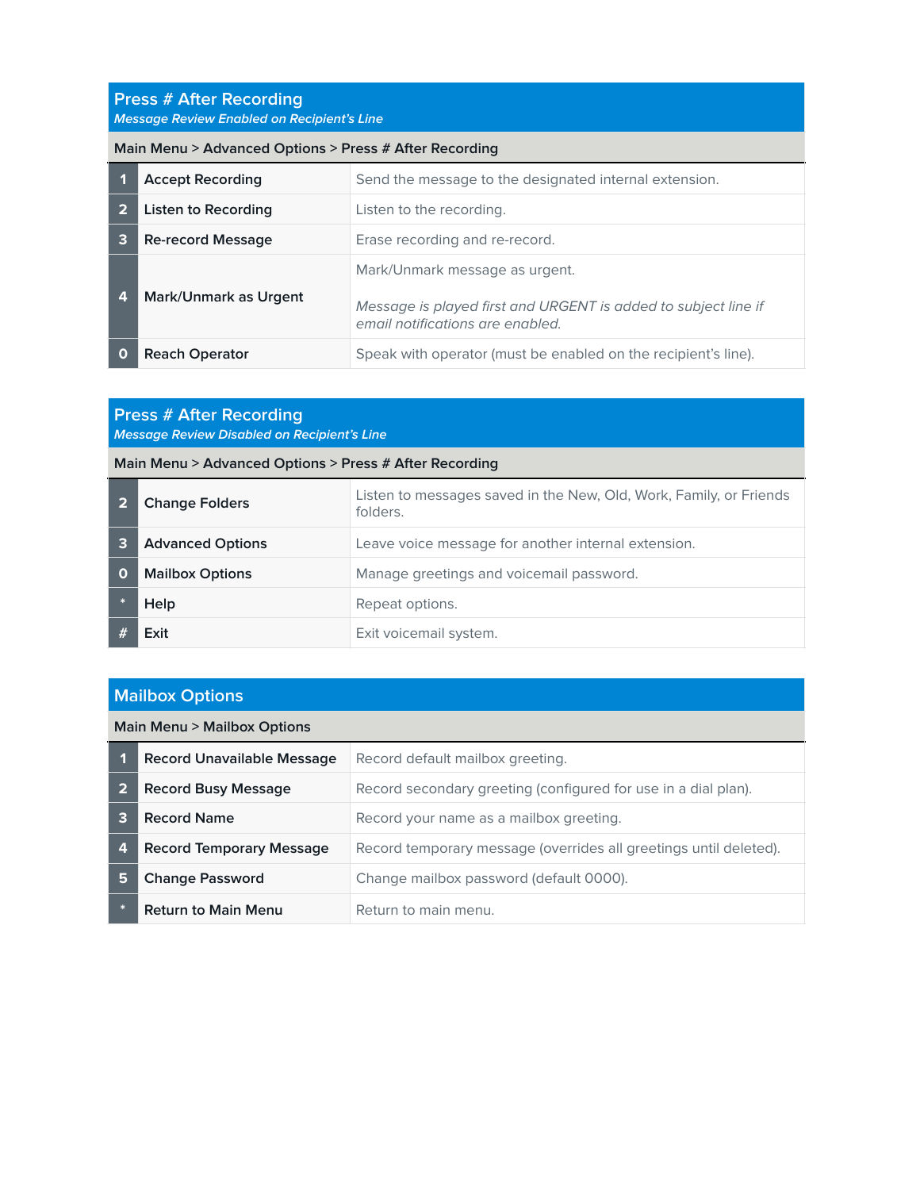## Press # After Recording

*Message Review Enabled on Recipient's Line*

| Main Menu > Advanced Options > Press # After Recording | | |
|---|---|---|
| 1 | Accept Recording | Send the message to the designated internal extension. |
| 2 | Listen to Recording | Listen to the recording. |
| 3 | Re-record Message | Erase recording and re-record. |
| 4 | Mark/Unmark as Urgent | Mark/Unmark message as urgent.<br><br>*Message is played first and URGENT is added to subject line if email notifications are enabled.* |
| 0 | Reach Operator | Speak with operator (must be enabled on the recipient's line). |

## Press # After Recording

*Message Review Disabled on Recipient's Line*

| Main Menu > Advanced Options > Press # After Recording | | |
|---|---|---|
| 2 | Change Folders | Listen to messages saved in the New, Old, Work, Family, or Friends folders. |
| 3 | Advanced Options | Leave voice message for another internal extension. |
| 0 | Mailbox Options | Manage greetings and voicemail password. |
| * | Help | Repeat options. |
| # | Exit | Exit voicemail system. |

## Mailbox Options

| Main Menu > Mailbox Options | | |
|---|---|---|
| 1 | Record Unavailable Message | Record default mailbox greeting. |
| 2 | Record Busy Message | Record secondary greeting (configured for use in a dial plan). |
| 3 | Record Name | Record your name as a mailbox greeting. |
| 4 | Record Temporary Message | Record temporary message (overrides all greetings until deleted). |
| 5 | Change Password | Change mailbox password (default 0000). |
| * | Return to Main Menu | Return to main menu. |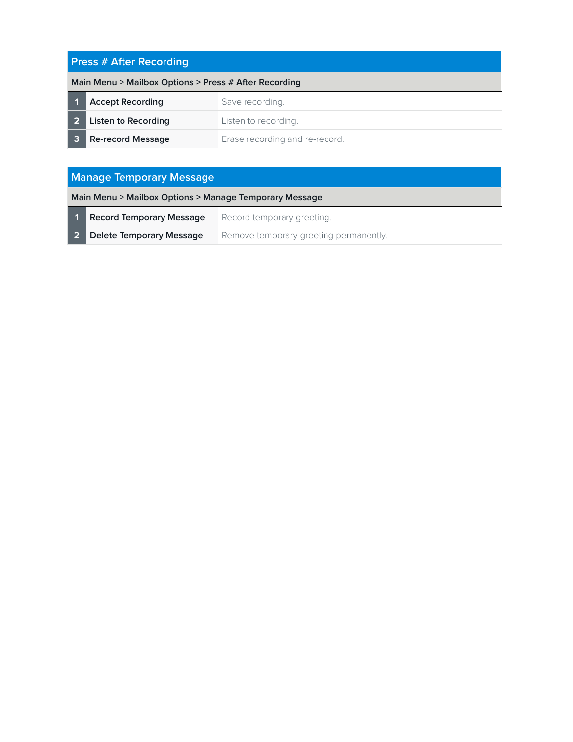## Press # After Recording

**Main Menu > Mailbox Options > Press # After Recording**

| | | |
|---|---|---|
| 1 | **Accept Recording** | Save recording. |
| 2 | **Listen to Recording** | Listen to recording. |
| 3 | **Re-record Message** | Erase recording and re-record. |

## Manage Temporary Message

**Main Menu > Mailbox Options > Manage Temporary Message**

| | | |
|---|---|---|
| 1 | **Record Temporary Message** | Record temporary greeting. |
| 2 | **Delete Temporary Message** | Remove temporary greeting permanently. |